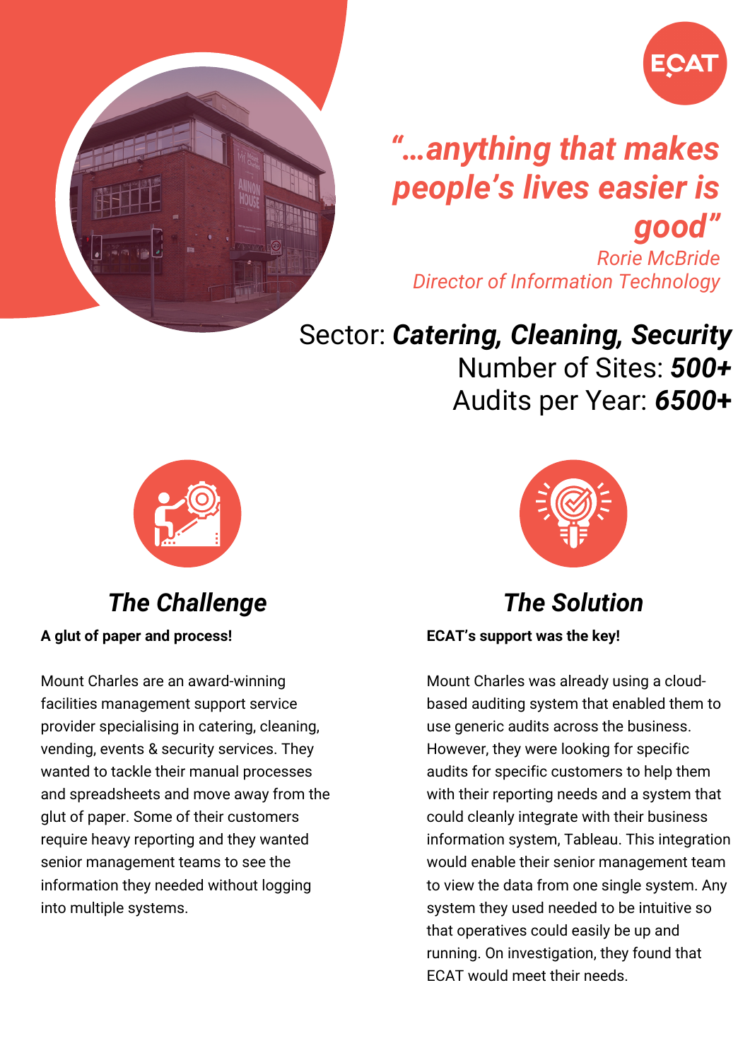ECAT

***"...anything that makes people's lives easier is good"***

*Rorie McBride*
*Director of Information Technology*

Sector: ***Catering, Cleaning, Security***
Number of Sites: ***500+***
Audits per Year: ***6500+***

## *The Challenge*

**A glut of paper and process!**

Mount Charles are an award-winning facilities management support service provider specialising in catering, cleaning, vending, events & security services. They wanted to tackle their manual processes and spreadsheets and move away from the glut of paper. Some of their customers require heavy reporting and they wanted senior management teams to see the information they needed without logging into multiple systems.

## *The Solution*

**ECAT's support was the key!**

Mount Charles was already using a cloud-based auditing system that enabled them to use generic audits across the business. However, they were looking for specific audits for specific customers to help them with their reporting needs and a system that could cleanly integrate with their business information system, Tableau. This integration would enable their senior management team to view the data from one single system. Any system they used needed to be intuitive so that operatives could easily be up and running. On investigation, they found that ECAT would meet their needs.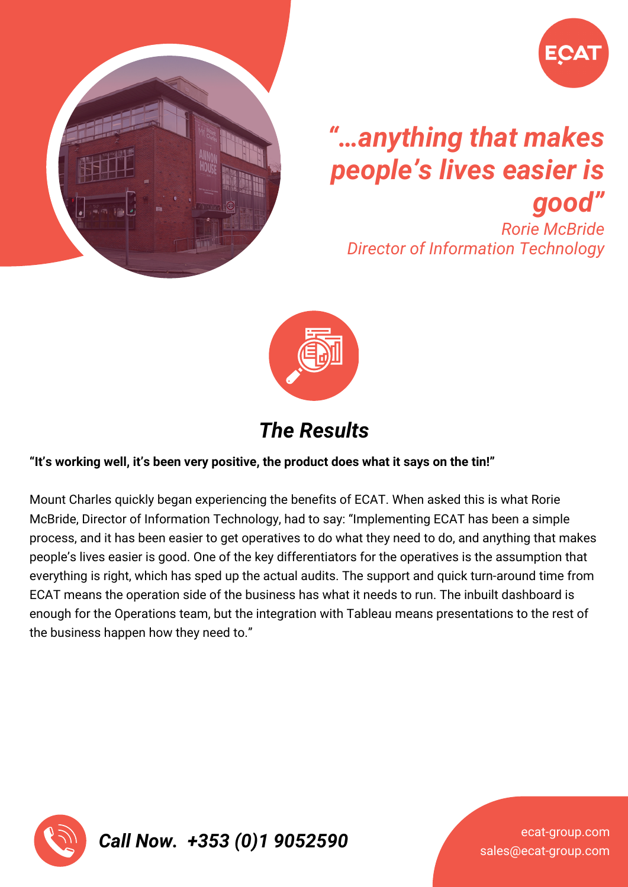*"...anything that makes people's lives easier is good"*

*Rorie McBride*
*Director of Information Technology*

## *The Results*

**"It's working well, it's been very positive, the product does what it says on the tin!"**

Mount Charles quickly began experiencing the benefits of ECAT. When asked this is what Rorie McBride, Director of Information Technology, had to say: "Implementing ECAT has been a simple process, and it has been easier to get operatives to do what they need to do, and anything that makes people's lives easier is good. One of the key differentiators for the operatives is the assumption that everything is right, which has sped up the actual audits. The support and quick turn-around time from ECAT means the operation side of the business has what it needs to run. The inbuilt dashboard is enough for the Operations team, but the integration with Tableau means presentations to the rest of the business happen how they need to."

***Call Now. +353 (0)1 9052590***

ecat-group.com
sales@ecat-group.com